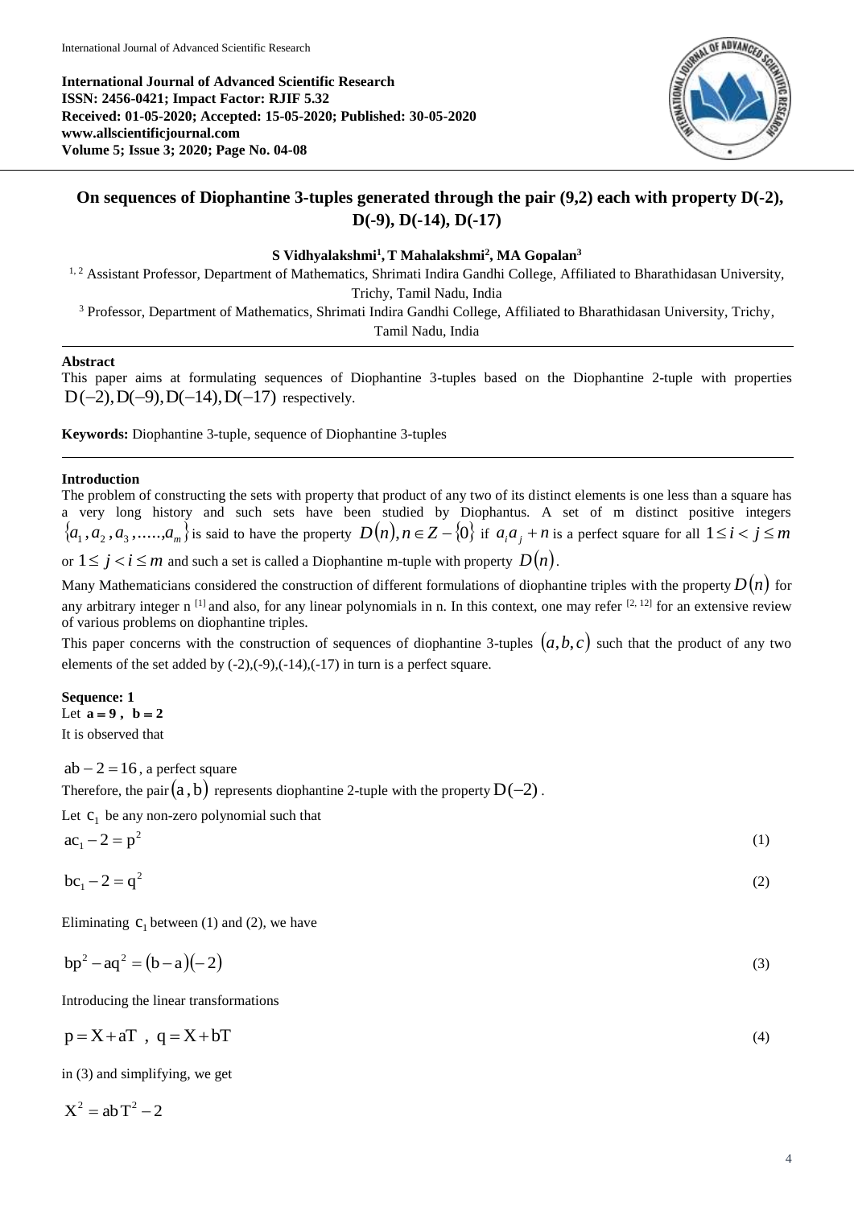**International Journal of Advanced Scientific Research**
**ISSN: 2456-0421; Impact Factor: RJIF 5.32**
**Received: 01-05-2020; Accepted: 15-05-2020; Published: 30-05-2020**
**www.allscientificjournal.com**
**Volume 5; Issue 3; 2020; Page No. 04-08**

# On sequences of Diophantine 3-tuples generated through the pair (9,2) each with property D(-2), D(-9), D(-14), D(-17)

**S Vidhyalakshmi[1], T Mahalakshmi[2], MA Gopalan[3]**

[1, 2] Assistant Professor, Department of Mathematics, Shrimati Indira Gandhi College, Affiliated to Bharathidasan University, Trichy, Tamil Nadu, India

[3] Professor, Department of Mathematics, Shrimati Indira Gandhi College, Affiliated to Bharathidasan University, Trichy, Tamil Nadu, India

**Abstract**

This paper aims at formulating sequences of Diophantine 3-tuples based on the Diophantine 2-tuple with properties $D(-2), D(-9), D(-14), D(-17)$ respectively.

**Keywords:** Diophantine 3-tuple, sequence of Diophantine 3-tuples

## Introduction

The problem of constructing the sets with property that product of any two of its distinct elements is one less than a square has a very long history and such sets have been studied by Diophantus. A set of m distinct positive integers $\{a_1, a_2, a_3, \ldots\ldots, a_m\}$ is said to have the property $D(n), n \in Z - \{0\}$ if $a_i a_j + n$ is a perfect square for all $1 \le i < j \le m$ or $1 \le j < i \le m$ and such a set is called a Diophantine m-tuple with property $D(n)$.

Many Mathematicians considered the construction of different formulations of diophantine triples with the property $D(n)$ for any arbitrary integer n [1] and also, for any linear polynomials in n. In this context, one may refer [2, 12] for an extensive review of various problems on diophantine triples.

This paper concerns with the construction of sequences of diophantine 3-tuples $(a,b,c)$ such that the product of any two elements of the set added by (-2),(-9),(-14),(-17) in turn is a perfect square.

### Sequence: 1

Let $\mathbf{a = 9}$ , $\mathbf{b = 2}$

It is observed that

$ab - 2 = 16$, a perfect square

Therefore, the pair $(a, b)$ represents diophantine 2-tuple with the property $D(-2)$.

Let $c_1$ be any non-zero polynomial such that

$$ac_1 - 2 = p^2 \tag{1}$$

$$bc_1 - 2 = q^2 \tag{2}$$

Eliminating $c_1$ between (1) and (2), we have

$$bp^2 - aq^2 = (b-a)(-2) \tag{3}$$

Introducing the linear transformations

$$p = X + aT \;,\; q = X + bT \tag{4}$$

in (3) and simplifying, we get

$$X^2 = abT^2 - 2$$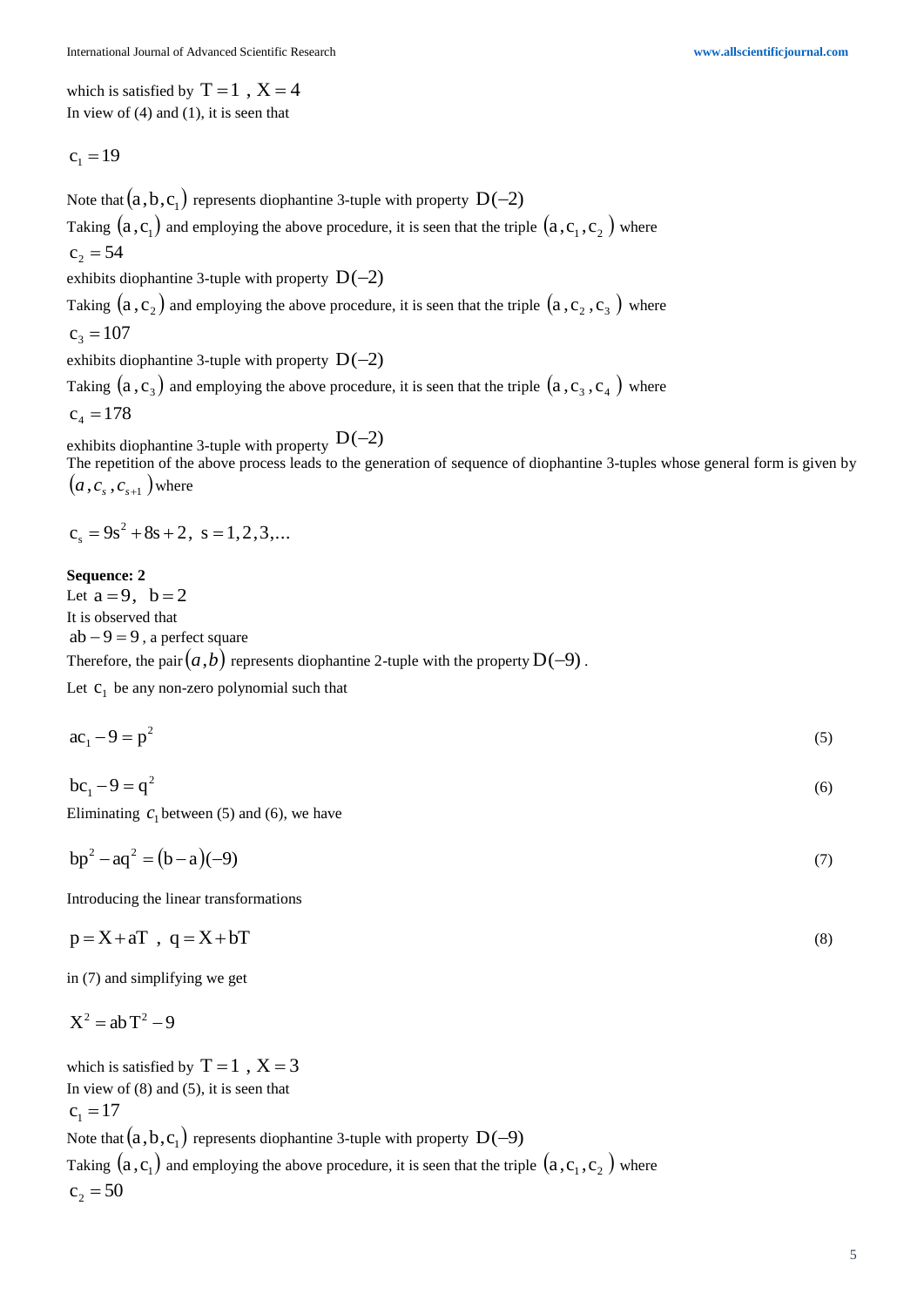which is satisfied by $T = 1$ , $X = 4$

In view of (4) and (1), it is seen that

$$c_1 = 19$$

Note that $(a, b, c_1)$ represents diophantine 3-tuple with property $D(-2)$

Taking $(a, c_1)$ and employing the above procedure, it is seen that the triple $(a, c_1, c_2)$ where

$c_2 = 54$

exhibits diophantine 3-tuple with property $D(-2)$

Taking $(a, c_2)$ and employing the above procedure, it is seen that the triple $(a, c_2, c_3)$ where

$c_3 = 107$

exhibits diophantine 3-tuple with property $D(-2)$

Taking $(a, c_3)$ and employing the above procedure, it is seen that the triple $(a, c_3, c_4)$ where

$c_4 = 178$

exhibits diophantine 3-tuple with property $D(-2)$

The repetition of the above process leads to the generation of sequence of diophantine 3-tuples whose general form is given by $(a, c_s, c_{s+1})$ where

$$c_s = 9s^2 + 8s + 2, \ s = 1, 2, 3, ...$$

**Sequence: 2**

Let $a = 9, \ b = 2$

It is observed that

$ab - 9 = 9$ , a perfect square

Therefore, the pair $(a, b)$ represents diophantine 2-tuple with the property $D(-9)$ .

Let $c_1$ be any non-zero polynomial such that

$$ac_1 - 9 = p^2 \tag{5}$$

$$bc_1 - 9 = q^2 \tag{6}$$

Eliminating $c_1$ between (5) and (6), we have

$$bp^2 - aq^2 = (b - a)(-9) \tag{7}$$

Introducing the linear transformations

$$p = X + aT \ , \ q = X + bT \tag{8}$$

in (7) and simplifying we get

$$X^2 = ab\,T^2 - 9$$

which is satisfied by $T = 1$ , $X = 3$

In view of (8) and (5), it is seen that

$c_1 = 17$

Note that $(a, b, c_1)$ represents diophantine 3-tuple with property $D(-9)$

Taking $(a, c_1)$ and employing the above procedure, it is seen that the triple $(a, c_1, c_2)$ where

$c_2 = 50$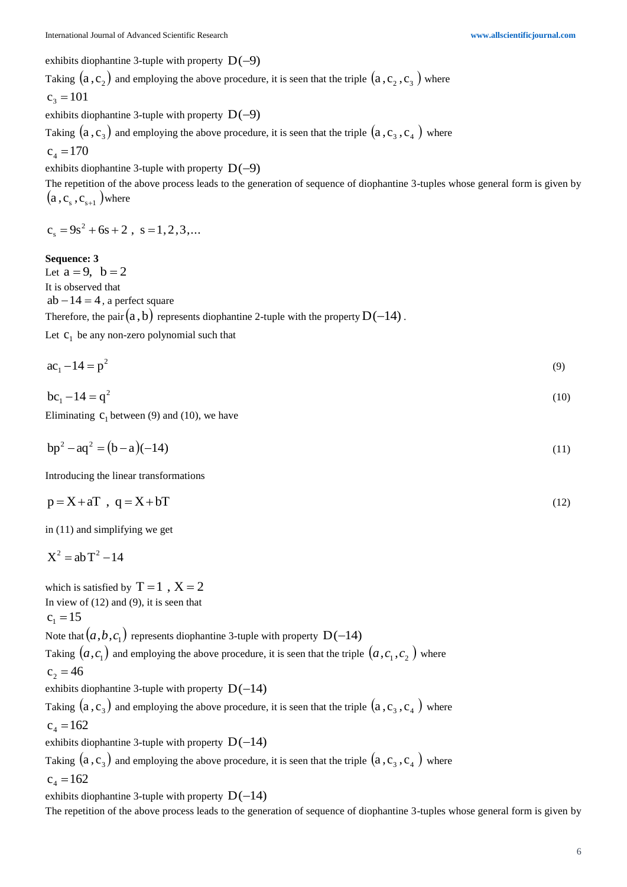exhibits diophantine 3-tuple with property $D(-9)$

Taking $(a, c_2)$ and employing the above procedure, it is seen that the triple $(a, c_2, c_3)$ where

$c_3 = 101$

exhibits diophantine 3-tuple with property $D(-9)$

Taking $(a, c_3)$ and employing the above procedure, it is seen that the triple $(a, c_3, c_4)$ where

$c_4 = 170$

exhibits diophantine 3-tuple with property $D(-9)$

The repetition of the above process leads to the generation of sequence of diophantine 3-tuples whose general form is given by $(a, c_s, c_{s+1})$ where

$$c_s = 9s^2 + 6s + 2\ ,\ s = 1, 2, 3, ...$$

**Sequence: 3**

Let $a = 9,\ \ b = 2$

It is observed that

$ab - 14 = 4$, a perfect square

Therefore, the pair $(a, b)$ represents diophantine 2-tuple with the property $D(-14)$.

Let $c_1$ be any non-zero polynomial such that

$$ac_1 - 14 = p^2 \tag{9}$$

$$bc_1 - 14 = q^2 \tag{10}$$

Eliminating $c_1$ between (9) and (10), we have

$$bp^2 - aq^2 = (b - a)(-14) \tag{11}$$

Introducing the linear transformations

$$p = X + aT\ ,\ q = X + bT \tag{12}$$

in (11) and simplifying we get

$$X^2 = abT^2 - 14$$

which is satisfied by $T = 1\ ,\ X = 2$

In view of (12) and (9), it is seen that

$c_1 = 15$

Note that $(a, b, c_1)$ represents diophantine 3-tuple with property $D(-14)$

Taking $(a, c_1)$ and employing the above procedure, it is seen that the triple $(a, c_1, c_2)$ where

$c_2 = 46$

exhibits diophantine 3-tuple with property $D(-14)$

Taking $(a, c_3)$ and employing the above procedure, it is seen that the triple $(a, c_3, c_4)$ where

$c_4 = 162$

exhibits diophantine 3-tuple with property $D(-14)$

Taking $(a, c_3)$ and employing the above procedure, it is seen that the triple $(a, c_3, c_4)$ where

$c_4 = 162$

exhibits diophantine 3-tuple with property $D(-14)$

The repetition of the above process leads to the generation of sequence of diophantine 3-tuples whose general form is given by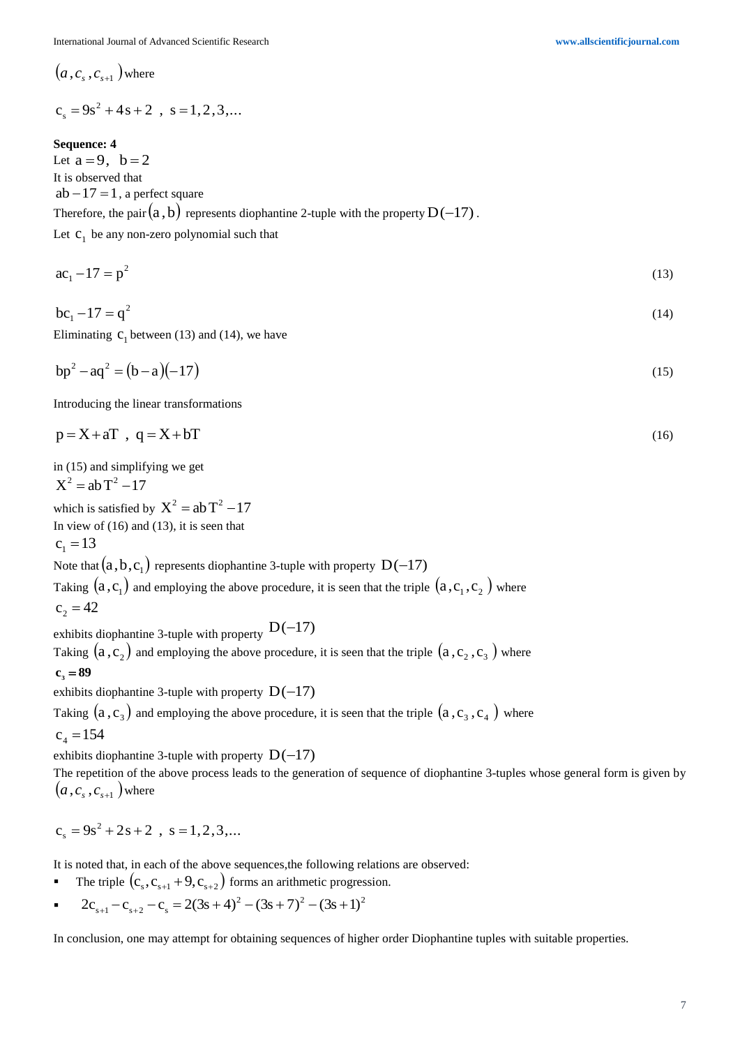$(a, c_s, c_{s+1})$ where

$$c_s = 9s^2 + 4s + 2 \ , \ s = 1, 2, 3, ...$$

**Sequence: 4**

Let $a = 9, \ \ b = 2$

It is observed that

$ab - 17 = 1$, a perfect square

Therefore, the pair $(a, b)$ represents diophantine 2-tuple with the property $D(-17)$.

Let $c_1$ be any non-zero polynomial such that

$$ac_1 - 17 = p^2 \tag{13}$$

$$bc_1 - 17 = q^2 \tag{14}$$

Eliminating $c_1$ between (13) and (14), we have

$$bp^2 - aq^2 = (b - a)(-17) \tag{15}$$

Introducing the linear transformations

$$p = X + aT \ , \ q = X + bT \tag{16}$$

in (15) and simplifying we get

$X^2 = abT^2 - 17$

which is satisfied by $X^2 = abT^2 - 17$

In view of (16) and (13), it is seen that

$c_1 = 13$

Note that $(a, b, c_1)$ represents diophantine 3-tuple with property $D(-17)$

Taking $(a, c_1)$ and employing the above procedure, it is seen that the triple $(a, c_1, c_2)$ where

$c_2 = 42$

exhibits diophantine 3-tuple with property $D(-17)$

Taking $(a, c_2)$ and employing the above procedure, it is seen that the triple $(a, c_2, c_3)$ where

$\mathbf{c_3 = 89}$

exhibits diophantine 3-tuple with property $D(-17)$

Taking $(a, c_3)$ and employing the above procedure, it is seen that the triple $(a, c_3, c_4)$ where

$c_4 = 154$

exhibits diophantine 3-tuple with property $D(-17)$

The repetition of the above process leads to the generation of sequence of diophantine 3-tuples whose general form is given by $(a, c_s, c_{s+1})$ where

$$c_s = 9s^2 + 2s + 2 \ , \ s = 1, 2, 3, ...$$

It is noted that, in each of the above sequences,the following relations are observed:

- The triple $(c_s, c_{s+1} + 9, c_{s+2})$ forms an arithmetic progression.
- $2c_{s+1} - c_{s+2} - c_s = 2(3s+4)^2 - (3s+7)^2 - (3s+1)^2$

In conclusion, one may attempt for obtaining sequences of higher order Diophantine tuples with suitable properties.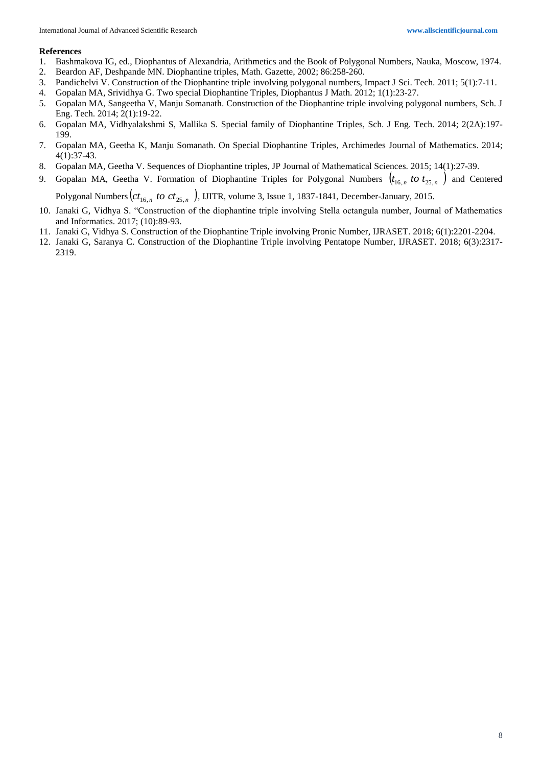### References

1. Bashmakova IG, ed., Diophantus of Alexandria, Arithmetics and the Book of Polygonal Numbers, Nauka, Moscow, 1974.
2. Beardon AF, Deshpande MN. Diophantine triples, Math. Gazette, 2002; 86:258-260.
3. Pandichelvi V. Construction of the Diophantine triple involving polygonal numbers, Impact J Sci. Tech. 2011; 5(1):7-11.
4. Gopalan MA, Srividhya G. Two special Diophantine Triples, Diophantus J Math. 2012; 1(1):23-27.
5. Gopalan MA, Sangeetha V, Manju Somanath. Construction of the Diophantine triple involving polygonal numbers, Sch. J Eng. Tech. 2014; 2(1):19-22.
6. Gopalan MA, Vidhyalakshmi S, Mallika S. Special family of Diophantine Triples, Sch. J Eng. Tech. 2014; 2(2A):197-199.
7. Gopalan MA, Geetha K, Manju Somanath. On Special Diophantine Triples, Archimedes Journal of Mathematics. 2014; 4(1):37-43.
8. Gopalan MA, Geetha V. Sequences of Diophantine triples, JP Journal of Mathematical Sciences. 2015; 14(1):27-39.
9. Gopalan MA, Geetha V. Formation of Diophantine Triples for Polygonal Numbers $\left(t_{16,n} \text{ to } t_{25,n}\right)$ and Centered Polygonal Numbers $\left(ct_{16,n} \text{ to } ct_{25,n}\right)$, IJITR, volume 3, Issue 1, 1837-1841, December-January, 2015.
10. Janaki G, Vidhya S. "Construction of the diophantine triple involving Stella octangula number, Journal of Mathematics and Informatics. 2017; (10):89-93.
11. Janaki G, Vidhya S. Construction of the Diophantine Triple involving Pronic Number, IJRASET. 2018; 6(1):2201-2204.
12. Janaki G, Saranya C. Construction of the Diophantine Triple involving Pentatope Number, IJRASET. 2018; 6(3):2317-2319.